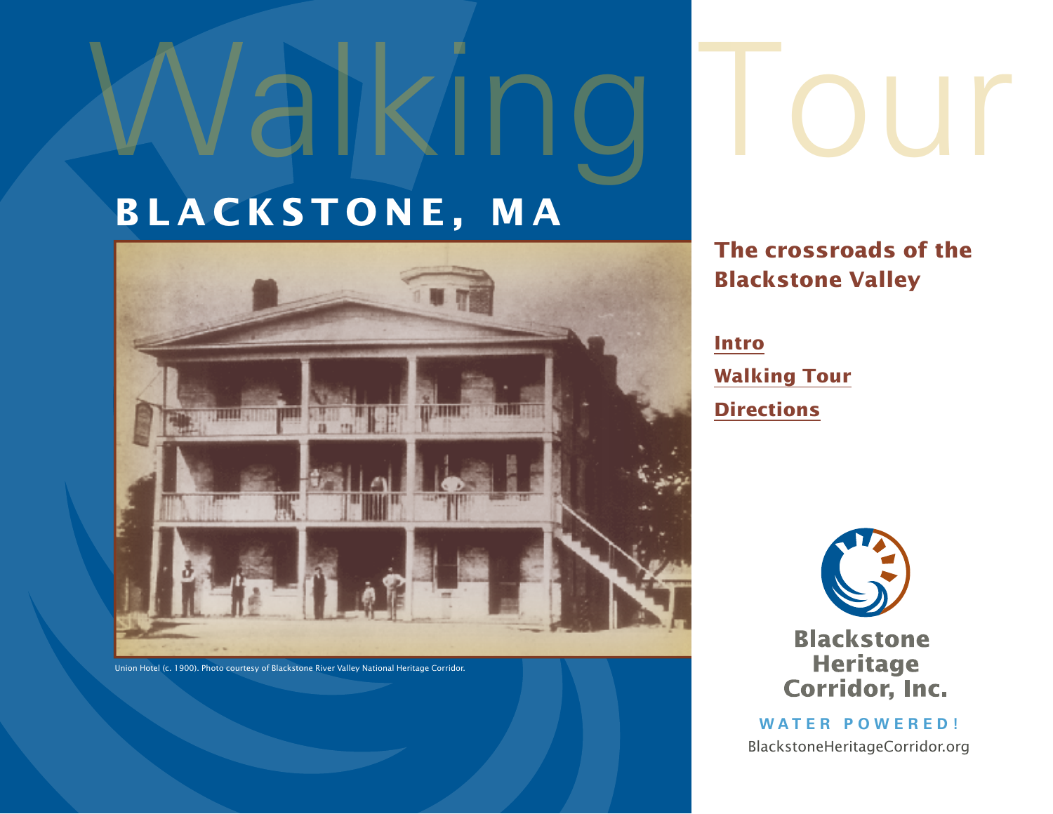# Walking Tour

## BLACKSTONE, MA

Union Hotel (c. 1900). Photo courtesy of Blackstone River Valley National Heritage Corridor.

### The crossroads of the Blackstone Valley

**Intro**

**Walking Tour**

**Directions**

Blackstone Heritage Corridor, Inc.

WATER POWERED!

BlackstoneHeritageCorridor.org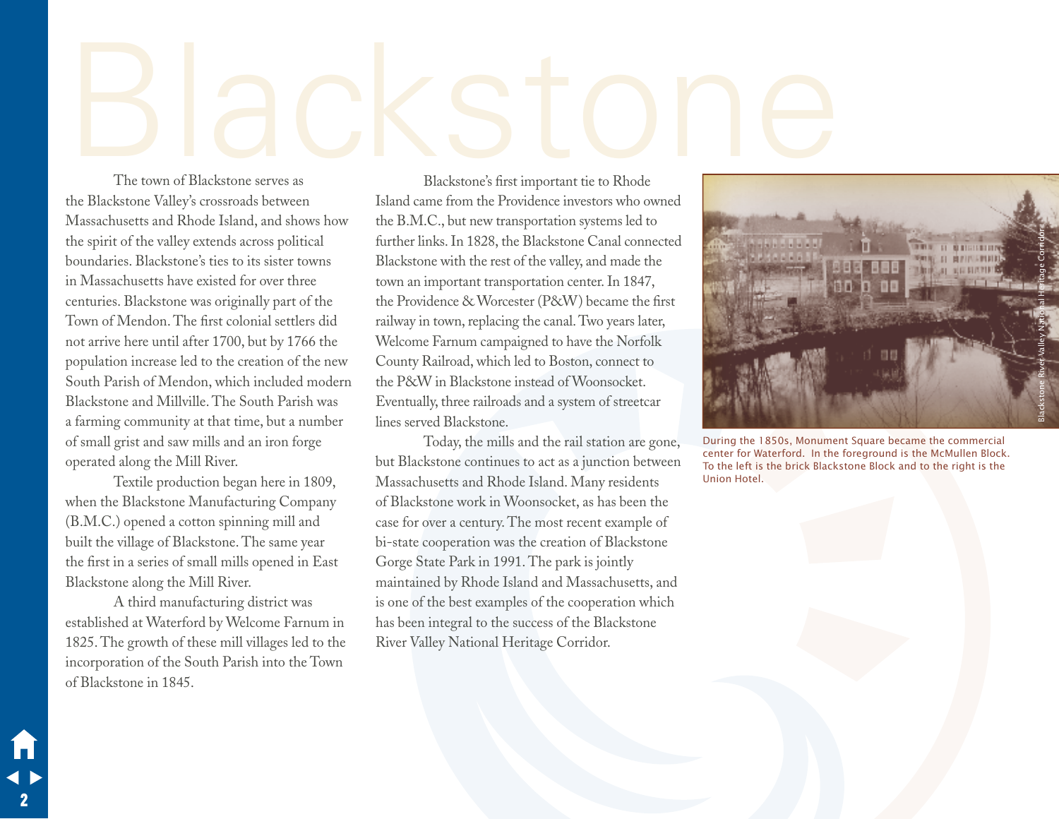# Blackstone

The town of Blackstone serves as the Blackstone Valley's crossroads between Massachusetts and Rhode Island, and shows how the spirit of the valley extends across political boundaries. Blackstone's ties to its sister towns in Massachusetts have existed for over three centuries. Blackstone was originally part of the Town of Mendon. The first colonial settlers did not arrive here until after 1700, but by 1766 the population increase led to the creation of the new South Parish of Mendon, which included modern Blackstone and Millville. The South Parish was a farming community at that time, but a number of small grist and saw mills and an iron forge operated along the Mill River.

Textile production began here in 1809, when the Blackstone Manufacturing Company (B.M.C.) opened a cotton spinning mill and built the village of Blackstone. The same year the first in a series of small mills opened in East Blackstone along the Mill River.

A third manufacturing district was established at Waterford by Welcome Farnum in 1825. The growth of these mill villages led to the incorporation of the South Parish into the Town of Blackstone in 1845.

Blackstone's first important tie to Rhode Island came from the Providence investors who owned the B.M.C., but new transportation systems led to further links. In 1828, the Blackstone Canal connected Blackstone with the rest of the valley, and made the town an important transportation center. In 1847, the Providence & Worcester (P&W) became the first railway in town, replacing the canal. Two years later, Welcome Farnum campaigned to have the Norfolk County Railroad, which led to Boston, connect to the P&W in Blackstone instead of Woonsocket. Eventually, three railroads and a system of streetcar lines served Blackstone.

Today, the mills and the rail station are gone, but Blackstone continues to act as a junction between Massachusetts and Rhode Island. Many residents of Blackstone work in Woonsocket, as has been the case for over a century. The most recent example of bi-state cooperation was the creation of Blackstone Gorge State Park in 1991. The park is jointly maintained by Rhode Island and Massachusetts, and is one of the best examples of the cooperation which has been integral to the success of the Blackstone River Valley National Heritage Corridor.

Blackstone River Valley National Heritage Corridor

During the 1850s, Monument Square became the commercial center for Waterford. In the foreground is the McMullen Block. To the left is the brick Blackstone Block and to the right is the Union Hotel.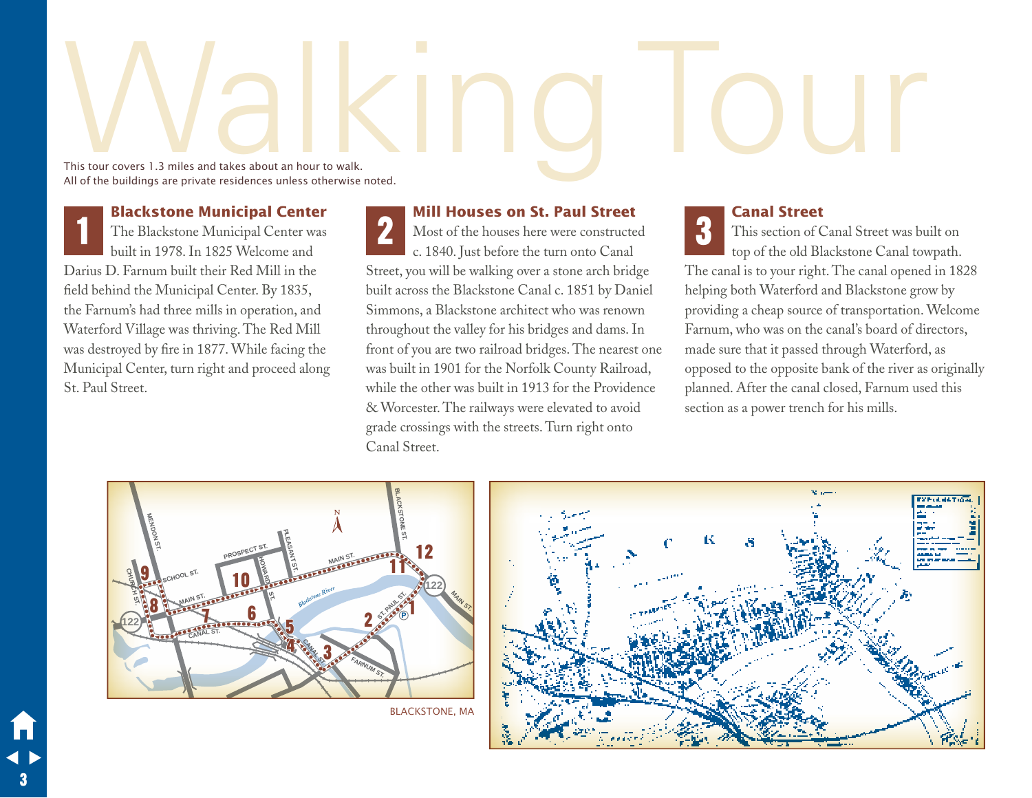# Walking Tour

This tour covers 1.3 miles and takes about an hour to walk.
All of the buildings are private residences unless otherwise noted.

## 1 Blackstone Municipal Center

The Blackstone Municipal Center was built in 1978. In 1825 Welcome and Darius D. Farnum built their Red Mill in the field behind the Municipal Center. By 1835, the Farnum's had three mills in operation, and Waterford Village was thriving. The Red Mill was destroyed by fire in 1877. While facing the Municipal Center, turn right and proceed along St. Paul Street.

## 2 Mill Houses on St. Paul Street

Most of the houses here were constructed c. 1840. Just before the turn onto Canal Street, you will be walking over a stone arch bridge built across the Blackstone Canal c. 1851 by Daniel Simmons, a Blackstone architect who was renown throughout the valley for his bridges and dams. In front of you are two railroad bridges. The nearest one was built in 1901 for the Norfolk County Railroad, while the other was built in 1913 for the Providence & Worcester. The railways were elevated to avoid grade crossings with the streets. Turn right onto Canal Street.

## 3 Canal Street

This section of Canal Street was built on top of the old Blackstone Canal towpath. The canal is to your right. The canal opened in 1828 helping both Waterford and Blackstone grow by providing a cheap source of transportation. Welcome Farnum, who was on the canal's board of directors, made sure that it passed through Waterford, as opposed to the opposite bank of the river as originally planned. After the canal closed, Farnum used this section as a power trench for his mills.

BLACKSTONE, MA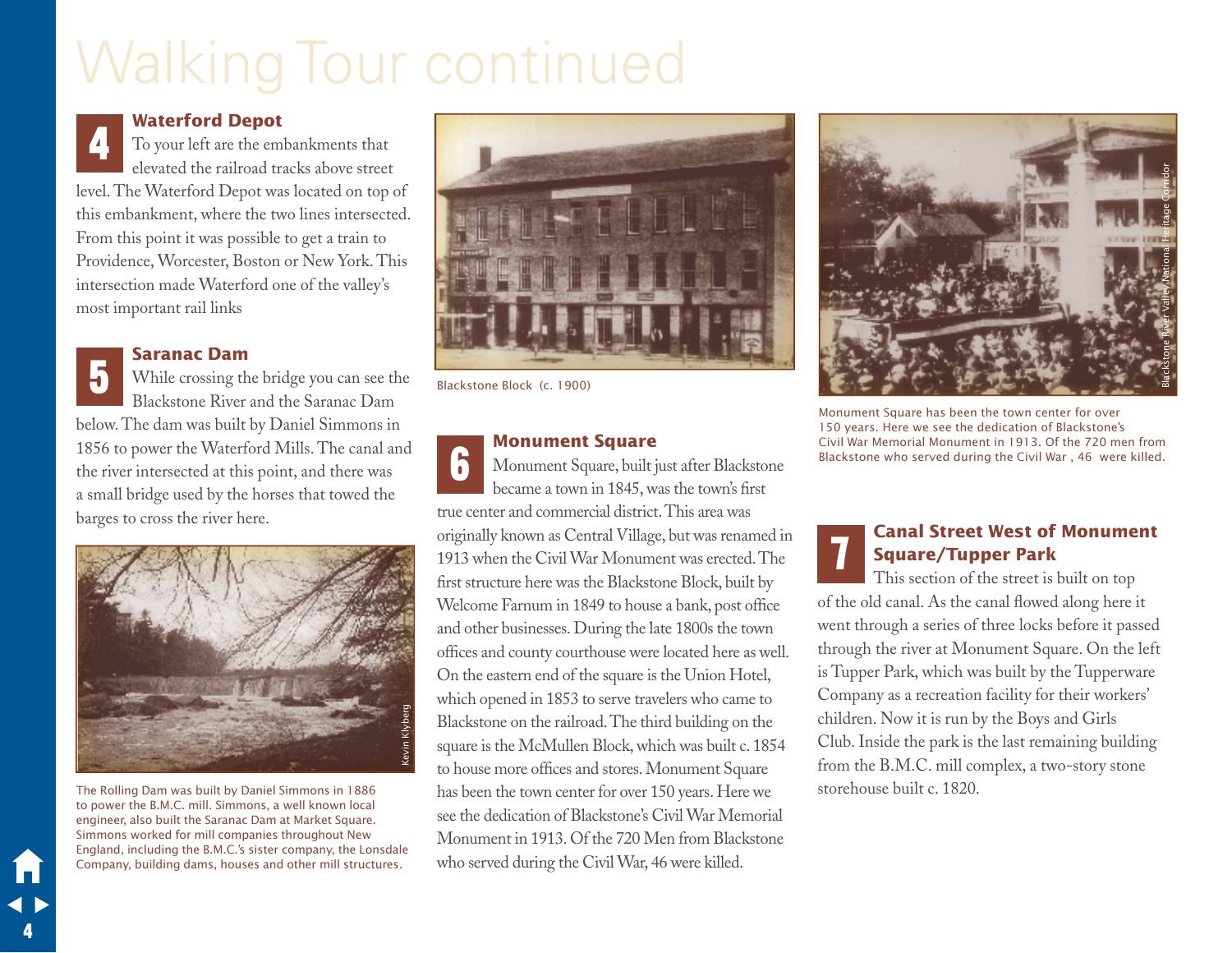# Walking Tour continued

## 4 Waterford Depot

To your left are the embankments that elevated the railroad tracks above street level. The Waterford Depot was located on top of this embankment, where the two lines intersected. From this point it was possible to get a train to Providence, Worcester, Boston or New York. This intersection made Waterford one of the valley's most important rail links

## 5 Saranac Dam

While crossing the bridge you can see the Blackstone River and the Saranac Dam below. The dam was built by Daniel Simmons in 1856 to power the Waterford Mills. The canal and the river intersected at this point, and there was a small bridge used by the horses that towed the barges to cross the river here.

Kevin Klyberg

The Rolling Dam was built by Daniel Simmons in 1886 to power the B.M.C. mill. Simmons, a well known local engineer, also built the Saranac Dam at Market Square. Simmons worked for mill companies throughout New England, including the B.M.C.'s sister company, the Lonsdale Company, building dams, houses and other mill structures.

Blackstone Block (c. 1900)

## 6 Monument Square

Monument Square, built just after Blackstone became a town in 1845, was the town's first true center and commercial district. This area was originally known as Central Village, but was renamed in 1913 when the Civil War Monument was erected. The first structure here was the Blackstone Block, built by Welcome Farnum in 1849 to house a bank, post office and other businesses. During the late 1800s the town offices and county courthouse were located here as well. On the eastern end of the square is the Union Hotel, which opened in 1853 to serve travelers who came to Blackstone on the railroad. The third building on the square is the McMullen Block, which was built c. 1854 to house more offices and stores. Monument Square has been the town center for over 150 years. Here we see the dedication of Blackstone's Civil War Memorial Monument in 1913. Of the 720 Men from Blackstone who served during the Civil War, 46 were killed.

Blackstone River Valley National Heritage Corridor

Monument Square has been the town center for over 150 years. Here we see the dedication of Blackstone's Civil War Memorial Monument in 1913. Of the 720 men from Blackstone who served during the Civil War , 46 were killed.

## 7 Canal Street West of Monument Square/Tupper Park

This section of the street is built on top of the old canal. As the canal flowed along here it went through a series of three locks before it passed through the river at Monument Square. On the left is Tupper Park, which was built by the Tupperware Company as a recreation facility for their workers' children. Now it is run by the Boys and Girls Club. Inside the park is the last remaining building from the B.M.C. mill complex, a two-story stone storehouse built c. 1820.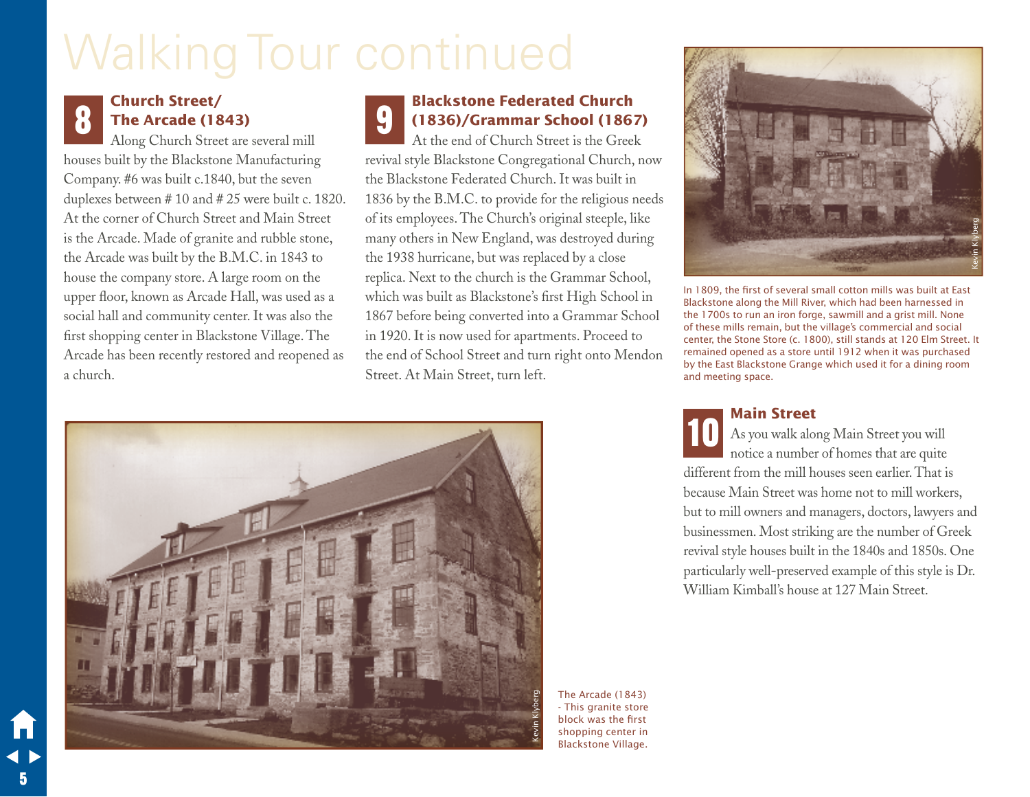# Walking Tour continued

## 8 Church Street/ The Arcade (1843)

Along Church Street are several mill houses built by the Blackstone Manufacturing Company. #6 was built c.1840, but the seven duplexes between # 10 and # 25 were built c. 1820. At the corner of Church Street and Main Street is the Arcade. Made of granite and rubble stone, the Arcade was built by the B.M.C. in 1843 to house the company store. A large room on the upper floor, known as Arcade Hall, was used as a social hall and community center. It was also the first shopping center in Blackstone Village. The Arcade has been recently restored and reopened as a church.

## 9 Blackstone Federated Church (1836)/Grammar School (1867)

At the end of Church Street is the Greek revival style Blackstone Congregational Church, now the Blackstone Federated Church. It was built in 1836 by the B.M.C. to provide for the religious needs of its employees. The Church's original steeple, like many others in New England, was destroyed during the 1938 hurricane, but was replaced by a close replica. Next to the church is the Grammar School, which was built as Blackstone's first High School in 1867 before being converted into a Grammar School in 1920. It is now used for apartments. Proceed to the end of School Street and turn right onto Mendon Street. At Main Street, turn left.

Kevin Klyberg

In 1809, the first of several small cotton mills was built at East Blackstone along the Mill River, which had been harnessed in the 1700s to run an iron forge, sawmill and a grist mill. None of these mills remain, but the village's commercial and social center, the Stone Store (c. 1800), still stands at 120 Elm Street. It remained opened as a store until 1912 when it was purchased by the East Blackstone Grange which used it for a dining room and meeting space.

## 10 Main Street

As you walk along Main Street you will notice a number of homes that are quite different from the mill houses seen earlier. That is because Main Street was home not to mill workers, but to mill owners and managers, doctors, lawyers and businessmen. Most striking are the number of Greek revival style houses built in the 1840s and 1850s. One particularly well-preserved example of this style is Dr. William Kimball's house at 127 Main Street.

Kevin Klyberg

The Arcade (1843) - This granite store block was the first shopping center in Blackstone Village.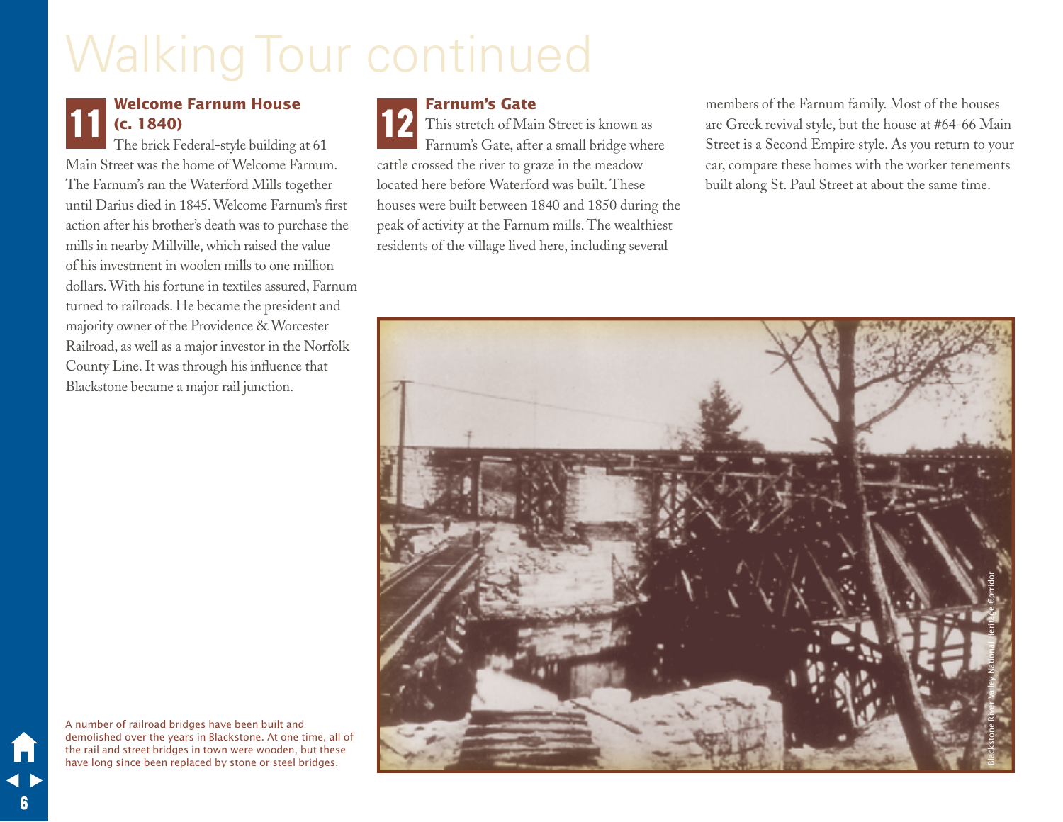# Walking Tour continued

## 11 Welcome Farnum House (c. 1840)

The brick Federal-style building at 61 Main Street was the home of Welcome Farnum. The Farnum's ran the Waterford Mills together until Darius died in 1845. Welcome Farnum's first action after his brother's death was to purchase the mills in nearby Millville, which raised the value of his investment in woolen mills to one million dollars. With his fortune in textiles assured, Farnum turned to railroads. He became the president and majority owner of the Providence & Worcester Railroad, as well as a major investor in the Norfolk County Line. It was through his influence that Blackstone became a major rail junction.

## 12 Farnum's Gate

This stretch of Main Street is known as Farnum's Gate, after a small bridge where cattle crossed the river to graze in the meadow located here before Waterford was built. These houses were built between 1840 and 1850 during the peak of activity at the Farnum mills. The wealthiest residents of the village lived here, including several members of the Farnum family. Most of the houses are Greek revival style, but the house at #64-66 Main Street is a Second Empire style. As you return to your car, compare these homes with the worker tenements built along St. Paul Street at about the same time.

A number of railroad bridges have been built and demolished over the years in Blackstone. At one time, all of the rail and street bridges in town were wooden, but these have long since been replaced by stone or steel bridges.

Blackstone River Valley National Heritage Corridor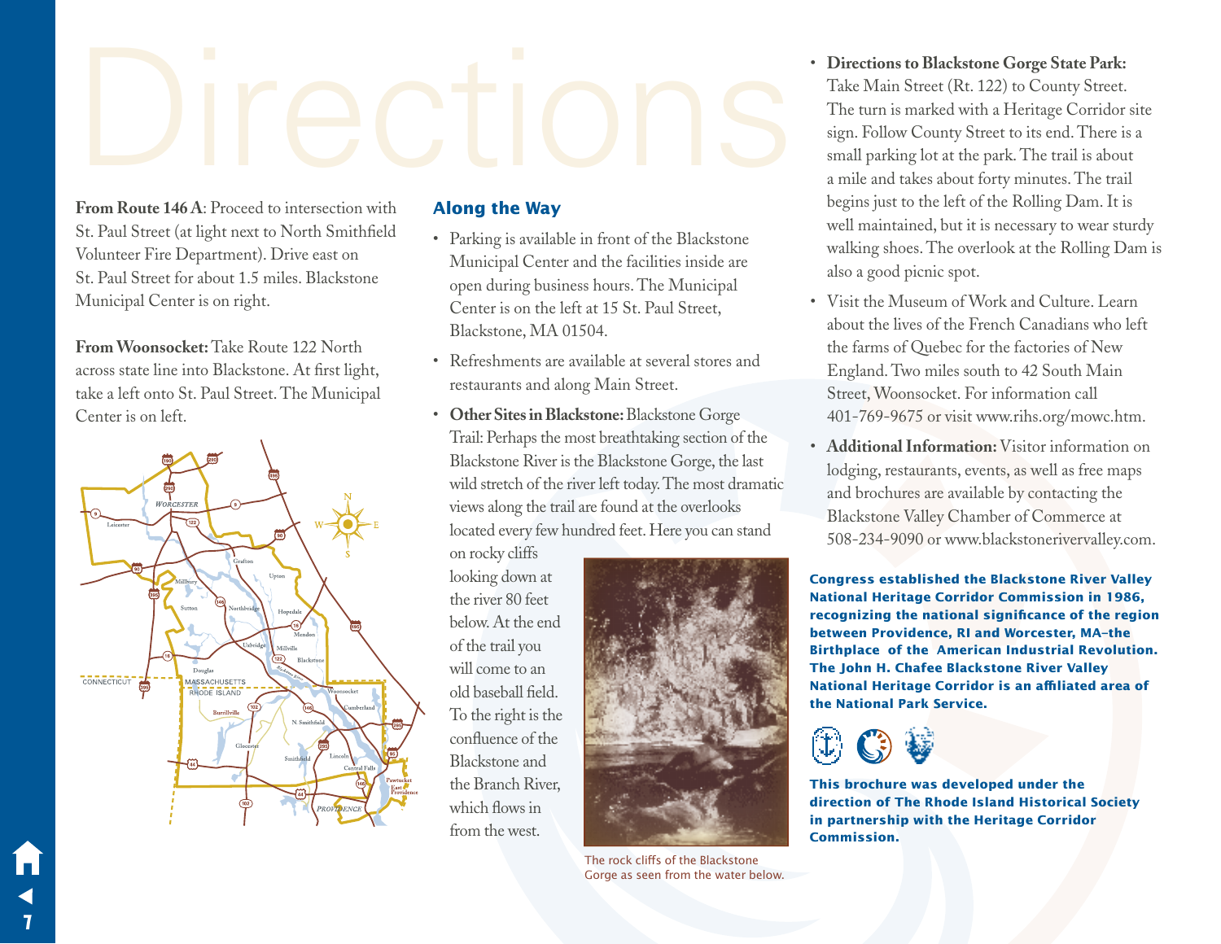# Directions

**From Route 146 A**: Proceed to intersection with St. Paul Street (at light next to North Smithfield Volunteer Fire Department). Drive east on St. Paul Street for about 1.5 miles. Blackstone Municipal Center is on right.

**From Woonsocket:** Take Route 122 North across state line into Blackstone. At first light, take a left onto St. Paul Street. The Municipal Center is on left.

## Along the Way

- Parking is available in front of the Blackstone Municipal Center and the facilities inside are open during business hours. The Municipal Center is on the left at 15 St. Paul Street, Blackstone, MA 01504.
- Refreshments are available at several stores and restaurants and along Main Street.
- **Other Sites in Blackstone:** Blackstone Gorge Trail: Perhaps the most breathtaking section of the Blackstone River is the Blackstone Gorge, the last wild stretch of the river left today. The most dramatic views along the trail are found at the overlooks located every few hundred feet. Here you can stand on rocky cliffs looking down at the river 80 feet below. At the end of the trail you will come to an old baseball field. To the right is the confluence of the Blackstone and the Branch River, which flows in from the west.

The rock cliffs of the Blackstone Gorge as seen from the water below.

- **Directions to Blackstone Gorge State Park:** Take Main Street (Rt. 122) to County Street. The turn is marked with a Heritage Corridor site sign. Follow County Street to its end. There is a small parking lot at the park. The trail is about a mile and takes about forty minutes. The trail begins just to the left of the Rolling Dam. It is well maintained, but it is necessary to wear sturdy walking shoes. The overlook at the Rolling Dam is also a good picnic spot.
- Visit the Museum of Work and Culture. Learn about the lives of the French Canadians who left the farms of Quebec for the factories of New England. Two miles south to 42 South Main Street, Woonsocket. For information call 401-769-9675 or visit www.rihs.org/mowc.htm.
- **Additional Information:** Visitor information on lodging, restaurants, events, as well as free maps and brochures are available by contacting the Blackstone Valley Chamber of Commerce at 508-234-9090 or www.blackstonerivervalley.com.

**Congress established the Blackstone River Valley National Heritage Corridor Commission in 1986, recognizing the national significance of the region between Providence, RI and Worcester, MA–the Birthplace of the American Industrial Revolution. The John H. Chafee Blackstone River Valley National Heritage Corridor is an affiliated area of the National Park Service.**

**This brochure was developed under the direction of The Rhode Island Historical Society in partnership with the Heritage Corridor Commission.**